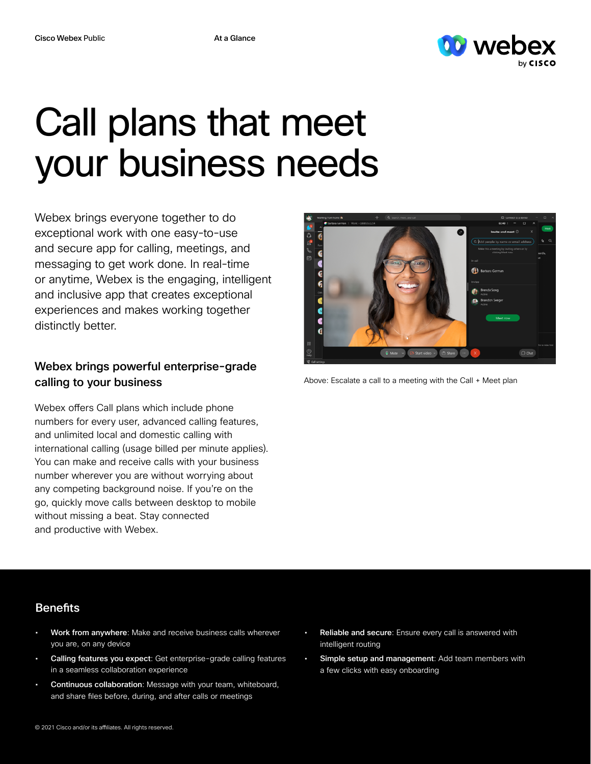# Call plans that meet your business needs

Webex brings everyone together to do exceptional work with one easy-to-use and secure app for calling, meetings, and messaging to get work done. In real-time or anytime, Webex is the engaging, intelligent and inclusive app that creates exceptional experiences and makes working together distinctly better.

## Webex brings powerful enterprise-grade calling to your business

Webex offers Call plans which include phone numbers for every user, advanced calling features, and unlimited local and domestic calling with international calling (usage billed per minute applies). You can make and receive calls with your business number wherever you are without worrying about any competing background noise. If you're on the go, quickly move calls between desktop to mobile without missing a beat. Stay connected and productive with Webex.

Above: Escalate a call to a meeting with the Call + Meet plan

## Benefits

- **Work from anywhere**: Make and receive business calls wherever you are, on any device
- **Calling features you expect**: Get enterprise-grade calling features in a seamless collaboration experience
- **Continuous collaboration**: Message with your team, whiteboard, and share files before, during, and after calls or meetings
- **Reliable and secure**: Ensure every call is answered with intelligent routing
- **Simple setup and management**: Add team members with a few clicks with easy onboarding

© 2021 Cisco and/or its affiliates. All rights reserved.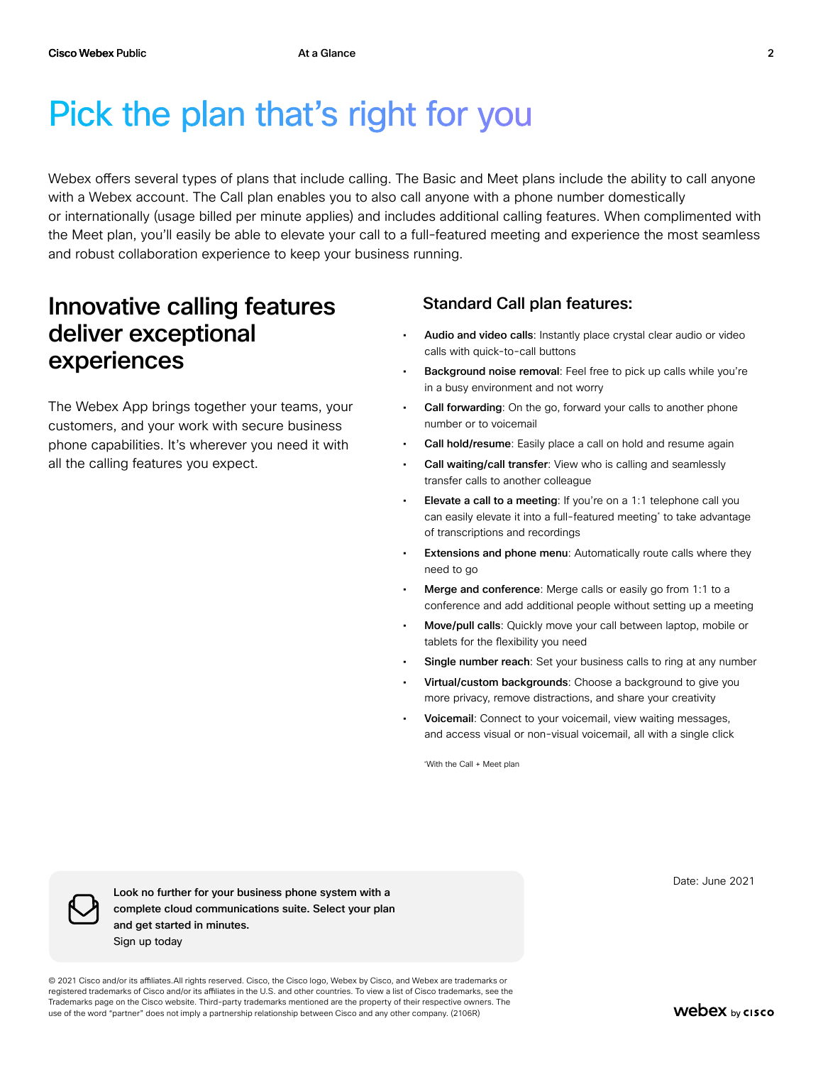# Pick the plan that's right for you

Webex offers several types of plans that include calling. The Basic and Meet plans include the ability to call anyone with a Webex account. The Call plan enables you to also call anyone with a phone number domestically or internationally (usage billed per minute applies) and includes additional calling features. When complimented with the Meet plan, you'll easily be able to elevate your call to a full-featured meeting and experience the most seamless and robust collaboration experience to keep your business running.

## Innovative calling features deliver exceptional experiences

The Webex App brings together your teams, your customers, and your work with secure business phone capabilities. It's wherever you need it with all the calling features you expect.

### Standard Call plan features:

- **Audio and video calls**: Instantly place crystal clear audio or video calls with quick-to-call buttons
- **Background noise removal**: Feel free to pick up calls while you're in a busy environment and not worry
- **Call forwarding**: On the go, forward your calls to another phone number or to voicemail
- **Call hold/resume**: Easily place a call on hold and resume again
- **Call waiting/call transfer**: View who is calling and seamlessly transfer calls to another colleague
- **Elevate a call to a meeting**: If you're on a 1:1 telephone call you can easily elevate it into a full-featured meeting* to take advantage of transcriptions and recordings
- **Extensions and phone menu**: Automatically route calls where they need to go
- **Merge and conference**: Merge calls or easily go from 1:1 to a conference and add additional people without setting up a meeting
- **Move/pull calls**: Quickly move your call between laptop, mobile or tablets for the flexibility you need
- **Single number reach**: Set your business calls to ring at any number
- **Virtual/custom backgrounds**: Choose a background to give you more privacy, remove distractions, and share your creativity
- **Voicemail**: Connect to your voicemail, view waiting messages, and access visual or non-visual voicemail, all with a single click

*With the Call + Meet plan

**Look no further for your business phone system with a complete cloud communications suite. Select your plan and get started in minutes.**
Sign up today

Date: June 2021

© 2021 Cisco and/or its affiliates.All rights reserved. Cisco, the Cisco logo, Webex by Cisco, and Webex are trademarks or registered trademarks of Cisco and/or its affiliates in the U.S. and other countries. To view a list of Cisco trademarks, see the Trademarks page on the Cisco website. Third-party trademarks mentioned are the property of their respective owners. The use of the word "partner" does not imply a partnership relationship between Cisco and any other company. (2106R)

webex by cisco